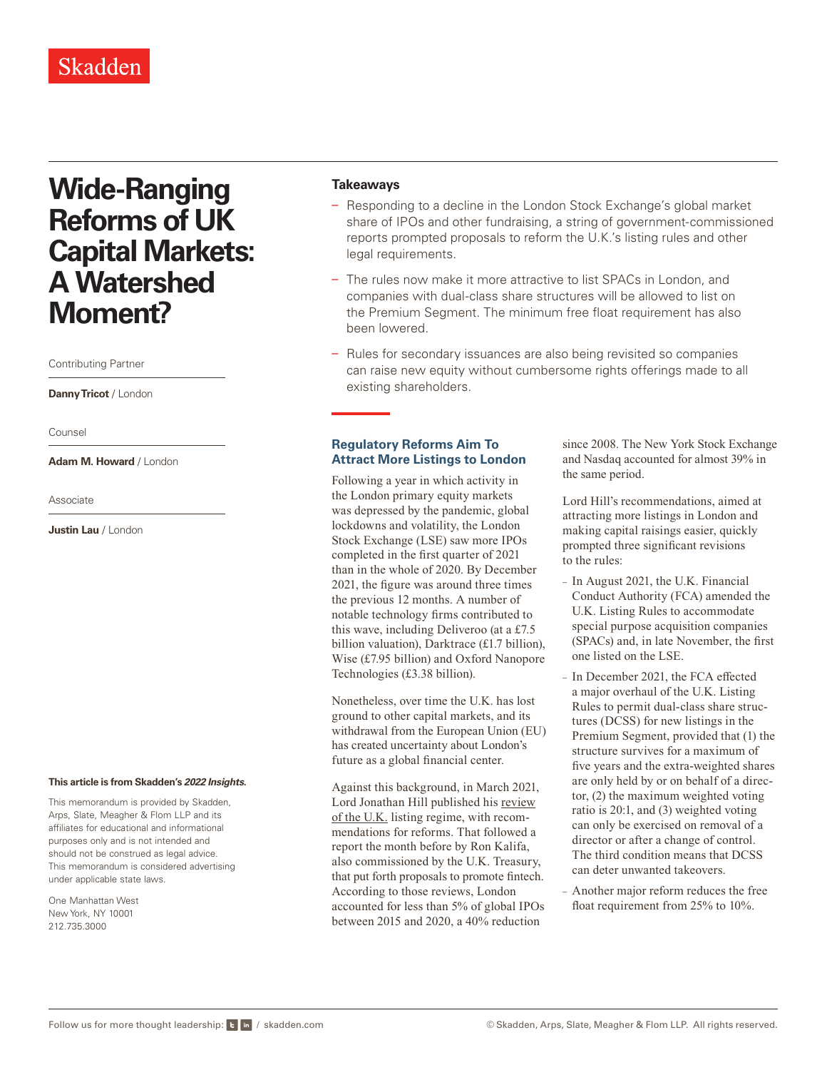Skadden

# Wide-Ranging Reforms of UK Capital Markets: A Watershed Moment?

Contributing Partner

**Danny Tricot** / London

Counsel

**Adam M. Howard** / London

Associate

**Justin Lau** / London

**This article is from Skadden's *2022 Insights*.**

This memorandum is provided by Skadden, Arps, Slate, Meagher & Flom LLP and its affiliates for educational and informational purposes only and is not intended and should not be construed as legal advice. This memorandum is considered advertising under applicable state laws.

One Manhattan West
New York, NY 10001
212.735.3000

## Takeaways

- Responding to a decline in the London Stock Exchange's global market share of IPOs and other fundraising, a string of government-commissioned reports prompted proposals to reform the U.K.'s listing rules and other legal requirements.
- The rules now make it more attractive to list SPACs in London, and companies with dual-class share structures will be allowed to list on the Premium Segment. The minimum free float requirement has also been lowered.
- Rules for secondary issuances are also being revisited so companies can raise new equity without cumbersome rights offerings made to all existing shareholders.

## Regulatory Reforms Aim To Attract More Listings to London

Following a year in which activity in the London primary equity markets was depressed by the pandemic, global lockdowns and volatility, the London Stock Exchange (LSE) saw more IPOs completed in the first quarter of 2021 than in the whole of 2020. By December 2021, the figure was around three times the previous 12 months. A number of notable technology firms contributed to this wave, including Deliveroo (at a £7.5 billion valuation), Darktrace (£1.7 billion), Wise (£7.95 billion) and Oxford Nanopore Technologies (£3.38 billion).

Nonetheless, over time the U.K. has lost ground to other capital markets, and its withdrawal from the European Union (EU) has created uncertainty about London's future as a global financial center.

Against this background, in March 2021, Lord Jonathan Hill published his review of the U.K. listing regime, with recommendations for reforms. That followed a report the month before by Ron Kalifa, also commissioned by the U.K. Treasury, that put forth proposals to promote fintech. According to those reviews, London accounted for less than 5% of global IPOs between 2015 and 2020, a 40% reduction since 2008. The New York Stock Exchange and Nasdaq accounted for almost 39% in the same period.

Lord Hill's recommendations, aimed at attracting more listings in London and making capital raisings easier, quickly prompted three significant revisions to the rules:

- In August 2021, the U.K. Financial Conduct Authority (FCA) amended the U.K. Listing Rules to accommodate special purpose acquisition companies (SPACs) and, in late November, the first one listed on the LSE.
- In December 2021, the FCA effected a major overhaul of the U.K. Listing Rules to permit dual-class share structures (DCSS) for new listings in the Premium Segment, provided that (1) the structure survives for a maximum of five years and the extra-weighted shares are only held by or on behalf of a director, (2) the maximum weighted voting ratio is 20:1, and (3) weighted voting can only be exercised on removal of a director or after a change of control. The third condition means that DCSS can deter unwanted takeovers.
- Another major reform reduces the free float requirement from 25% to 10%.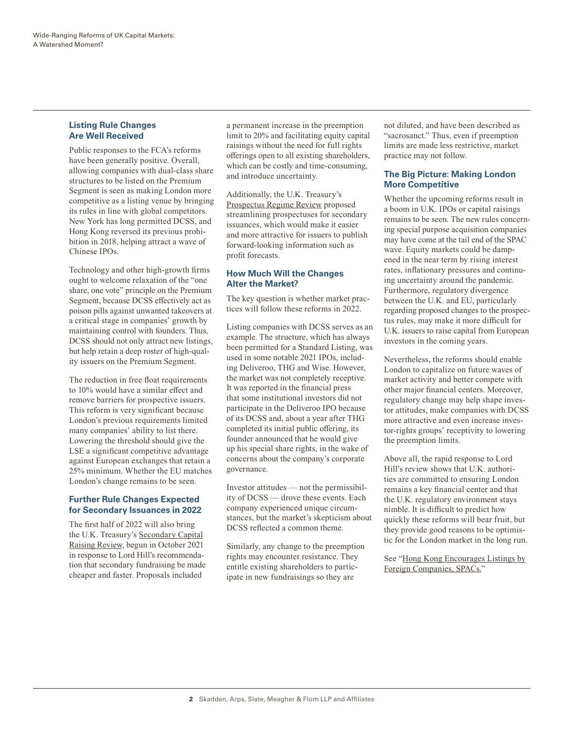## Listing Rule Changes Are Well Received

Public responses to the FCA's reforms have been generally positive. Overall, allowing companies with dual-class share structures to be listed on the Premium Segment is seen as making London more competitive as a listing venue by bringing its rules in line with global competitors. New York has long permitted DCSS, and Hong Kong reversed its previous prohibition in 2018, helping attract a wave of Chinese IPOs.

Technology and other high-growth firms ought to welcome relaxation of the "one share, one vote" principle on the Premium Segment, because DCSS effectively act as poison pills against unwanted takeovers at a critical stage in companies' growth by maintaining control with founders. Thus, DCSS should not only attract new listings, but help retain a deep roster of high-quality issuers on the Premium Segment.

The reduction in free float requirements to 10% would have a similar effect and remove barriers for prospective issuers. This reform is very significant because London's previous requirements limited many companies' ability to list there. Lowering the threshold should give the LSE a significant competitive advantage against European exchanges that retain a 25% minimum. Whether the EU matches London's change remains to be seen.

## Further Rule Changes Expected for Secondary Issuances in 2022

The first half of 2022 will also bring the U.K. Treasury's Secondary Capital Raising Review, begun in October 2021 in response to Lord Hill's recommendation that secondary fundraising be made cheaper and faster. Proposals included a permanent increase in the preemption limit to 20% and facilitating equity capital raisings without the need for full rights offerings open to all existing shareholders, which can be costly and time-consuming, and introduce uncertainty.

Additionally, the U.K. Treasury's Prospectus Regime Review proposed streamlining prospectuses for secondary issuances, which would make it easier and more attractive for issuers to publish forward-looking information such as profit forecasts.

## How Much Will the Changes Alter the Market?

The key question is whether market practices will follow these reforms in 2022.

Listing companies with DCSS serves as an example. The structure, which has always been permitted for a Standard Listing, was used in some notable 2021 IPOs, including Deliveroo, THG and Wise. However, the market was not completely receptive. It was reported in the financial press that some institutional investors did not participate in the Deliveroo IPO because of its DCSS and, about a year after THG completed its initial public offering, its founder announced that he would give up his special share rights, in the wake of concerns about the company's corporate governance.

Investor attitudes — not the permissibility of DCSS — drove these events. Each company experienced unique circumstances, but the market's skepticism about DCSS reflected a common theme.

Similarly, any change to the preemption rights may encounter resistance. They entitle existing shareholders to participate in new fundraisings so they are not diluted, and have been described as "sacrosanct." Thus, even if preemption limits are made less restrictive, market practice may not follow.

## The Big Picture: Making London More Competitive

Whether the upcoming reforms result in a boom in U.K. IPOs or capital raisings remains to be seen. The new rules concerning special purpose acquisition companies may have come at the tail end of the SPAC wave. Equity markets could be dampened in the near term by rising interest rates, inflationary pressures and continuing uncertainty around the pandemic. Furthermore, regulatory divergence between the U.K. and EU, particularly regarding proposed changes to the prospectus rules, may make it more difficult for U.K. issuers to raise capital from European investors in the coming years.

Nevertheless, the reforms should enable London to capitalize on future waves of market activity and better compete with other major financial centers. Moreover, regulatory change may help shape investor attitudes, make companies with DCSS more attractive and even increase investor-rights groups' receptivity to lowering the preemption limits.

Above all, the rapid response to Lord Hill's review shows that U.K. authorities are committed to ensuring London remains a key financial center and that the U.K. regulatory environment stays nimble. It is difficult to predict how quickly these reforms will bear fruit, but they provide good reasons to be optimistic for the London market in the long run.

See "Hong Kong Encourages Listings by Foreign Companies, SPACs."